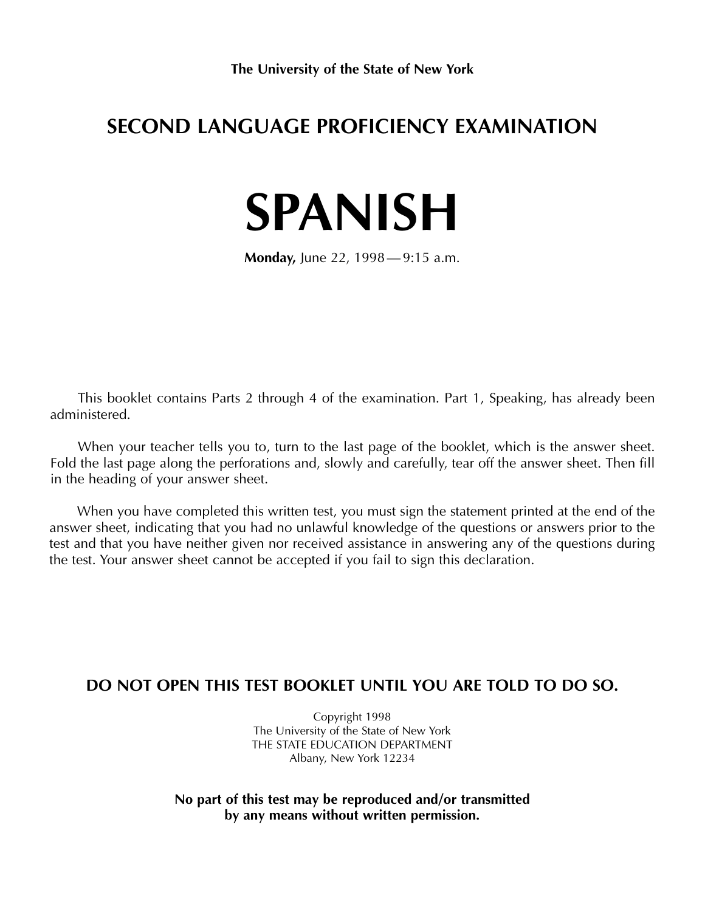**The University of the State of New York**

## SECOND LANGUAGE PROFICIENCY EXAMINATION

# SPANISH

**Monday,** June 22, 1998 — 9:15 a.m.

This booklet contains Parts 2 through 4 of the examination. Part 1, Speaking, has already been administered.

When your teacher tells you to, turn to the last page of the booklet, which is the answer sheet. Fold the last page along the perforations and, slowly and carefully, tear off the answer sheet. Then fill in the heading of your answer sheet.

When you have completed this written test, you must sign the statement printed at the end of the answer sheet, indicating that you had no unlawful knowledge of the questions or answers prior to the test and that you have neither given nor received assistance in answering any of the questions during the test. Your answer sheet cannot be accepted if you fail to sign this declaration.

**DO NOT OPEN THIS TEST BOOKLET UNTIL YOU ARE TOLD TO DO SO.**

Copyright 1998
The University of the State of New York
THE STATE EDUCATION DEPARTMENT
Albany, New York 12234

**No part of this test may be reproduced and/or transmitted by any means without written permission.**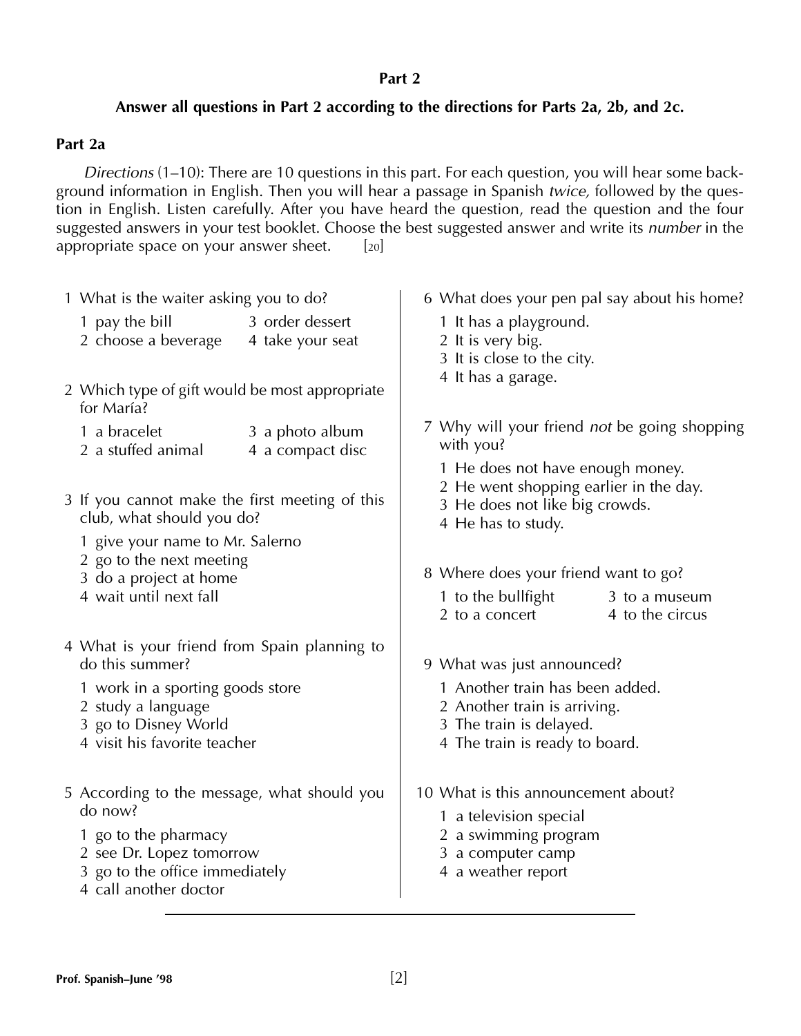## Part 2

**Answer all questions in Part 2 according to the directions for Parts 2a, 2b, and 2c.**

### Part 2a

*Directions* (1–10): There are 10 questions in this part. For each question, you will hear some background information in English. Then you will hear a passage in Spanish *twice,* followed by the question in English. Listen carefully. After you have heard the question, read the question and the four suggested answers in your test booklet. Choose the best suggested answer and write its *number* in the appropriate space on your answer sheet. [20]

1 What is the waiter asking you to do?

1 pay the bill
2 choose a beverage
3 order dessert
4 take your seat

2 Which type of gift would be most appropriate for María?

1 a bracelet
2 a stuffed animal
3 a photo album
4 a compact disc

3 If you cannot make the first meeting of this club, what should you do?

1 give your name to Mr. Salerno
2 go to the next meeting
3 do a project at home
4 wait until next fall

4 What is your friend from Spain planning to do this summer?

1 work in a sporting goods store
2 study a language
3 go to Disney World
4 visit his favorite teacher

5 According to the message, what should you do now?

1 go to the pharmacy
2 see Dr. Lopez tomorrow
3 go to the office immediately
4 call another doctor

6 What does your pen pal say about his home?

1 It has a playground.
2 It is very big.
3 It is close to the city.
4 It has a garage.

7 Why will your friend *not* be going shopping with you?

1 He does not have enough money.
2 He went shopping earlier in the day.
3 He does not like big crowds.
4 He has to study.

8 Where does your friend want to go?

1 to the bullfight
2 to a concert
3 to a museum
4 to the circus

9 What was just announced?

1 Another train has been added.
2 Another train is arriving.
3 The train is delayed.
4 The train is ready to board.

10 What is this announcement about?

1 a television special
2 a swimming program
3 a computer camp
4 a weather report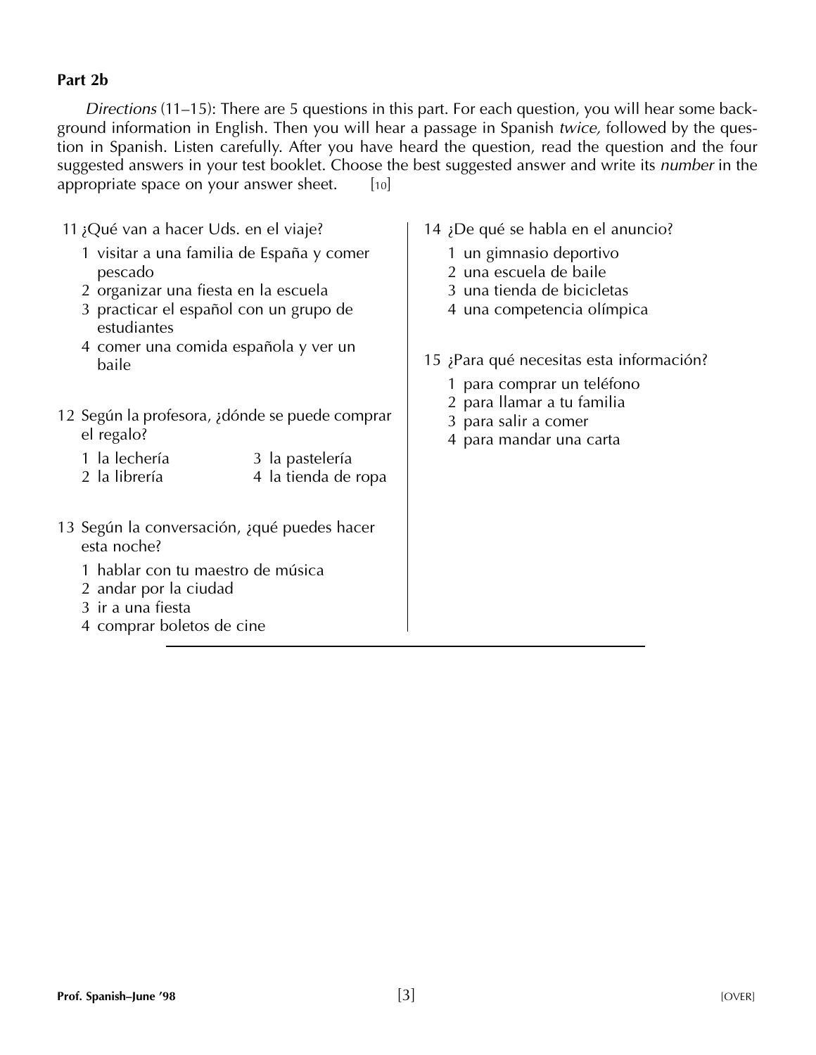## Part 2b

*Directions* (11–15): There are 5 questions in this part. For each question, you will hear some background information in English. Then you will hear a passage in Spanish *twice,* followed by the question in Spanish. Listen carefully. After you have heard the question, read the question and the four suggested answers in your test booklet. Choose the best suggested answer and write its *number* in the appropriate space on your answer sheet. [10]

11 ¿Qué van a hacer Uds. en el viaje?

1 visitar a una familia de España y comer pescado
2 organizar una fiesta en la escuela
3 practicar el español con un grupo de estudiantes
4 comer una comida española y ver un baile

12 Según la profesora, ¿dónde se puede comprar el regalo?

1 la lechería
2 la librería
3 la pastelería
4 la tienda de ropa

13 Según la conversación, ¿qué puedes hacer esta noche?

1 hablar con tu maestro de música
2 andar por la ciudad
3 ir a una fiesta
4 comprar boletos de cine

14 ¿De qué se habla en el anuncio?

1 un gimnasio deportivo
2 una escuela de baile
3 una tienda de bicicletas
4 una competencia olímpica

15 ¿Para qué necesitas esta información?

1 para comprar un teléfono
2 para llamar a tu familia
3 para salir a comer
4 para mandar una carta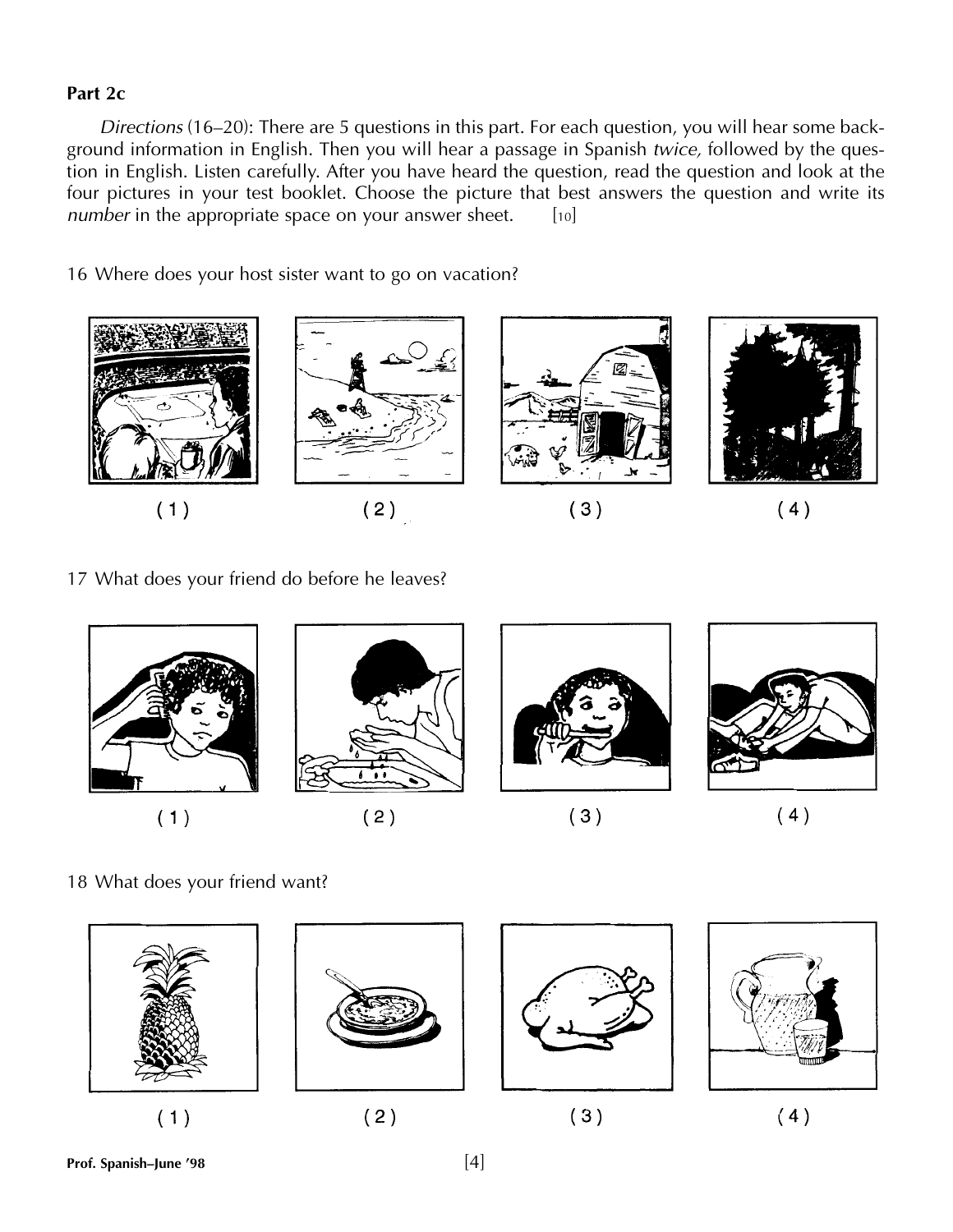**Part 2c**

*Directions* (16–20): There are 5 questions in this part. For each question, you will hear some background information in English. Then you will hear a passage in Spanish *twice,* followed by the question in English. Listen carefully. After you have heard the question, read the question and look at the four pictures in your test booklet. Choose the picture that best answers the question and write its *number* in the appropriate space on your answer sheet. [10]

16 Where does your host sister want to go on vacation?

(1) (2) (3) (4)

17 What does your friend do before he leaves?

(1) (2) (3) (4)

18 What does your friend want?

(1) (2) (3) (4)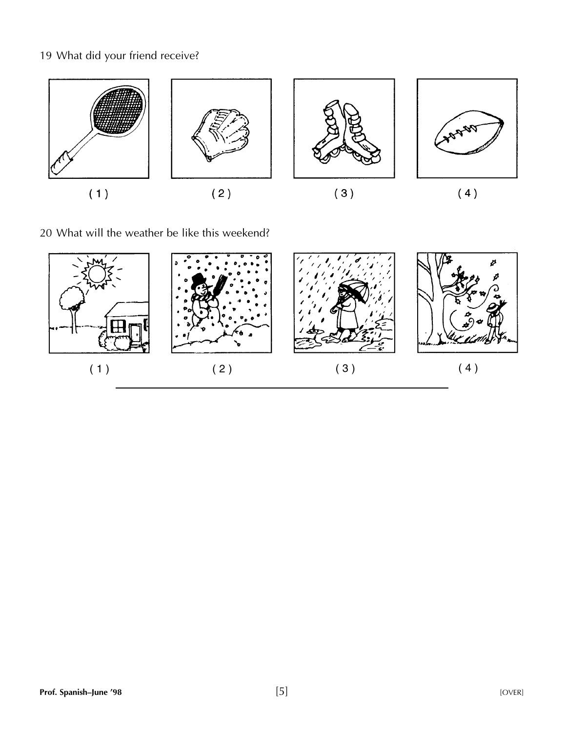19 What did your friend receive?

( 1 ) ( 2 ) ( 3 ) ( 4 )

20 What will the weather be like this weekend?

( 1 ) ( 2 ) ( 3 ) ( 4 )

---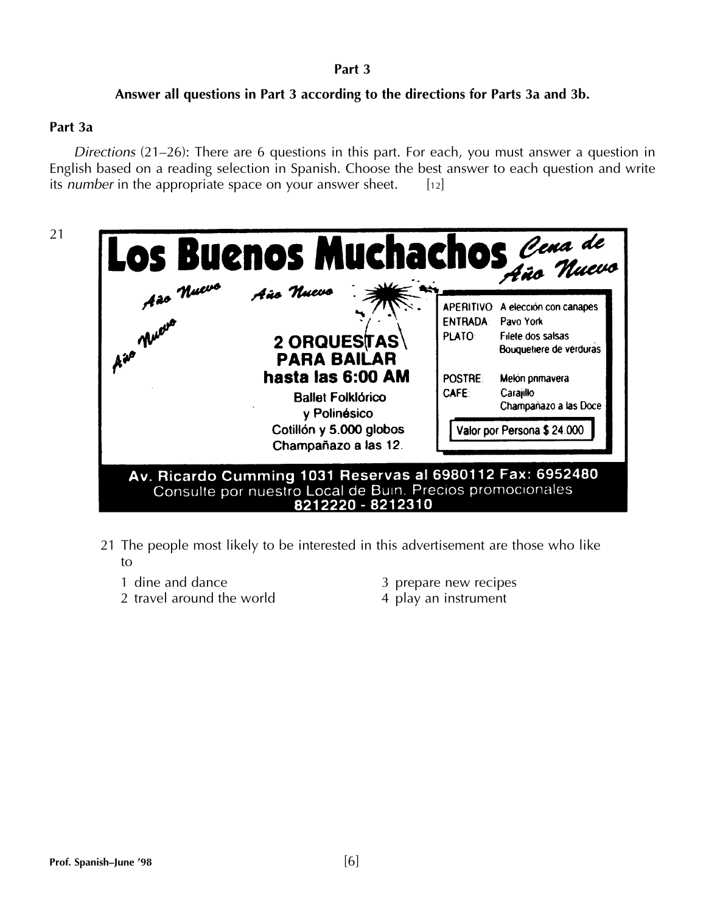## Part 3

**Answer all questions in Part 3 according to the directions for Parts 3a and 3b.**

### Part 3a

*Directions* (21–26): There are 6 questions in this part. For each, you must answer a question in English based on a reading selection in Spanish. Choose the best answer to each question and write its *number* in the appropriate space on your answer sheet. [12]

21

**Los Buenos Muchachos** *Cena de Año Nuevo*

*Año Nuevo* *Año Nuevo* *Año Nuevo*

**2 ORQUESTAS PARA BAILAR hasta las 6:00 AM**

**Ballet Folklórico y Polinésico**

**Cotillón y 5.000 globos**

**Champañazo a las 12.**

| | |
|---|---|
| APERITIVO | A elección con canapes |
| ENTRADA | Pavo York |
| PLATO | Filete dos salsas<br>Bouquetiere de verduras |
| POSTRE | Melón primavera |
| CAFE | Carajillo<br>Champañazo a las Doce |

**Valor por Persona $ 24.000**

**Av. Ricardo Cumming 1031 Reservas al 6980112 Fax: 6952480**

Consulte por nuestro Local de Buin. Precios promocionales

**8212220 - 8212310**

21 The people most likely to be interested in this advertisement are those who like to

1 dine and dance
2 travel around the world
3 prepare new recipes
4 play an instrument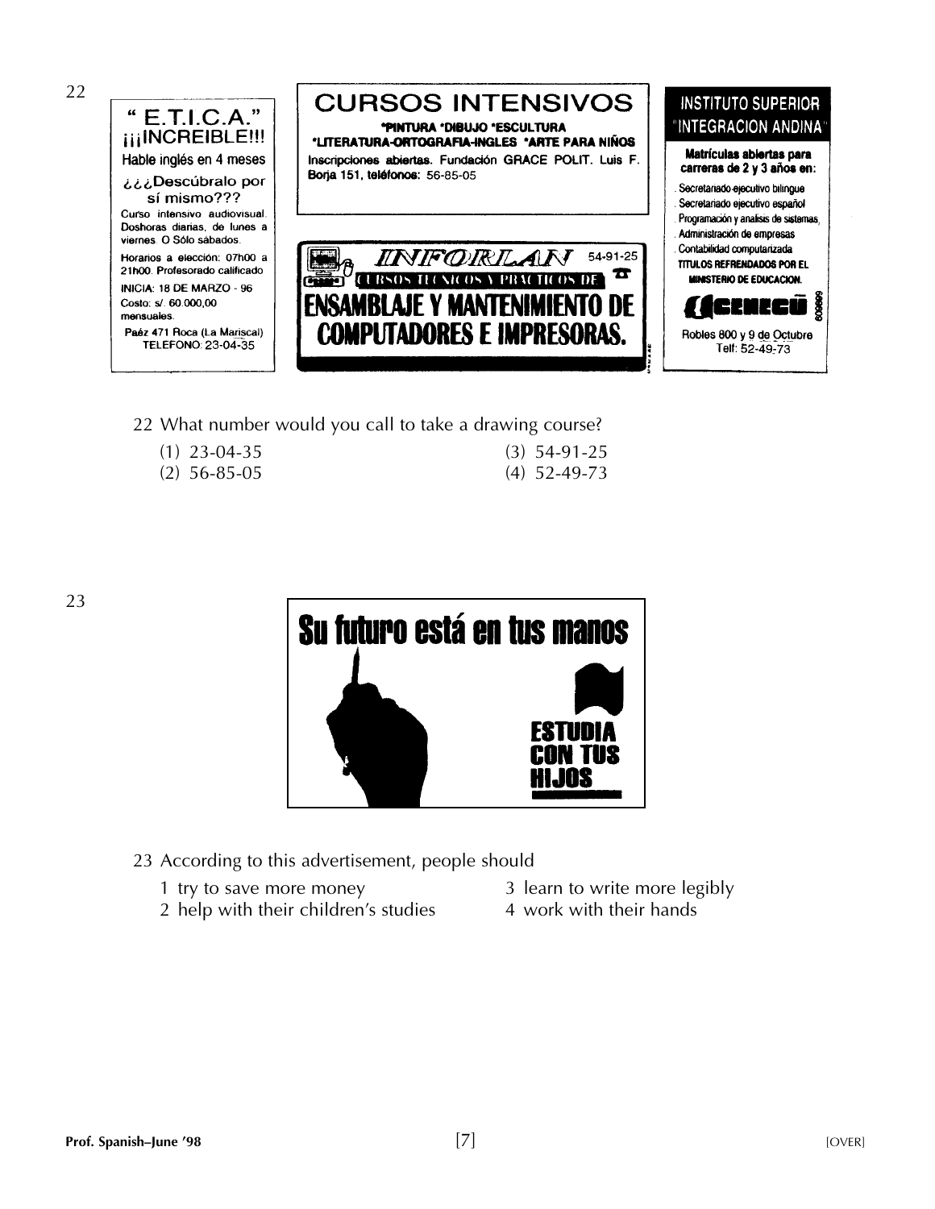22

"E.T.I.C.A."
¡¡¡INCREIBLE!!!
Hable inglés en 4 meses
¿¿¿Descúbralo por sí mismo???
Curso intensivo audiovisual. Doshoras diarias, de lunes a viernes. O Sólo sábados.
Horarios a elección: 07h00 a 21h00. Profesorado calificado
INICIA: 18 DE MARZO - 96
Costo: s/. 60.000,00 mensuales.
Paéz 471 Roca (La Mariscal)
TELEFONO: 23-04-35

**CURSOS INTENSIVOS**
**\*PINTURA \*DIBUJO \*ESCULTURA**
**\*LITERATURA-ORTOGRAFIA-INGLES \*ARTE PARA NIÑOS**
**Inscripciones abiertas.** Fundación **GRACE POLIT.** Luis F. Borja 151, **teléfonos:** 56-85-05

**INFORLAN** 54-91-25
CURSOS TECNICOS Y PRACTICOS DE
**ENSAMBLAJE Y MANTENIMIENTO DE COMPUTADORES E IMPRESORAS.**

**INSTITUTO SUPERIOR "INTEGRACION ANDINA"**
**Matrículas abiertas para carreras de 2 y 3 años en:**
. Secretariado ejecutivo bilingue
. Secretariado ejecutivo español
. Programación y analisis de sistemas,
. Administración de empresas
. Contabilidad computarizada
**TITULOS REFRENDADOS POR EL MINISTERIO DE EDUCACION.**
CENECU
Robles 800 y 9 de Octubre
Telf: 52-49-73

22 What number would you call to take a drawing course?

(1) 23-04-35
(2) 56-85-05
(3) 54-91-25
(4) 52-49-73

23

**Su futuro está en tus manos**

**ESTUDIA CON TUS HIJOS**

23 According to this advertisement, people should

1 try to save more money
2 help with their children's studies
3 learn to write more legibly
4 work with their hands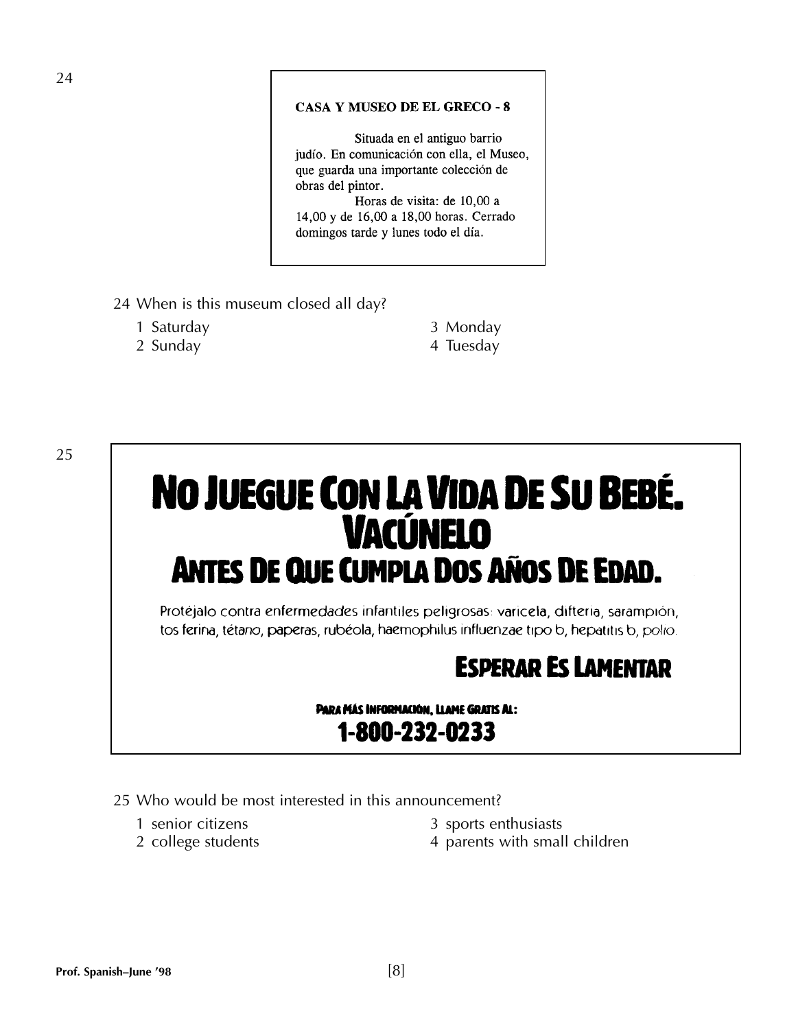24

**CASA Y MUSEO DE EL GRECO - 8**

Situada en el antiguo barrio judío. En comunicación con ella, el Museo, que guarda una importante colección de obras del pintor.

Horas de visita: de 10,00 a 14,00 y de 16,00 a 18,00 horas. Cerrado domingos tarde y lunes todo el día.

24 When is this museum closed all day?

1 Saturday
2 Sunday
3 Monday
4 Tuesday

25

**NO JUEGUE CON LA VIDA DE SU BEBÉ.**
**VACÚNELO**
**ANTES DE QUE CUMPLA DOS AÑOS DE EDAD.**

Protéjalo contra enfermedades infantiles peligrosas: varicela, difteria, sarampión, tos ferina, tétano, paperas, rubéola, haemophilus influenzae tipo b, hepatitis b, polio.

**ESPERAR ES LAMENTAR**

**PARA MÁS INFORMACIÓN, LLAME GRATIS AL:**
**1-800-232-0233**

25 Who would be most interested in this announcement?

1 senior citizens
2 college students
3 sports enthusiasts
4 parents with small children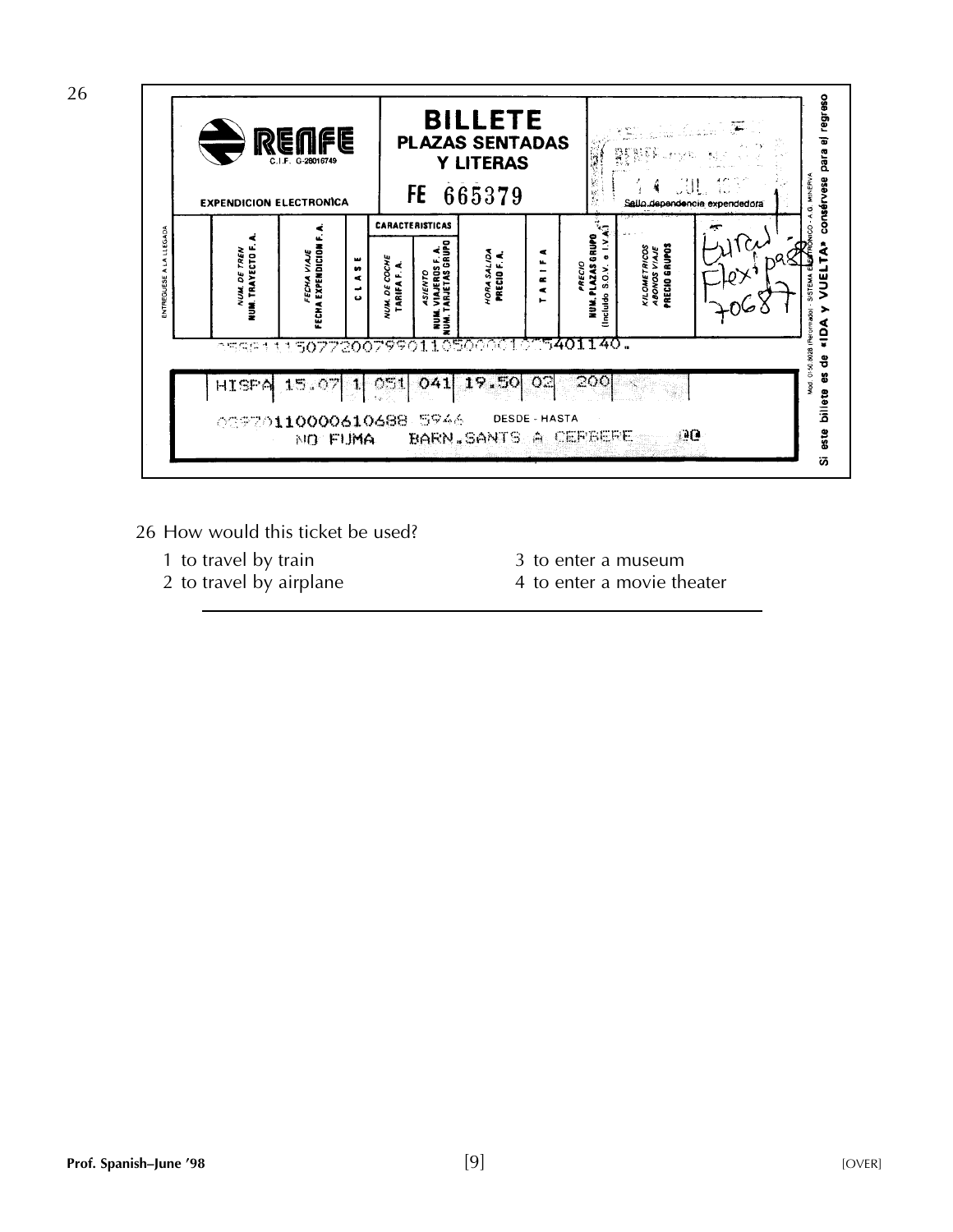26

**RENFE**
C.I.F. G-28016749

EXPEDICION ELECTRONICA

**BILLETE**
**PLAZAS SENTADAS Y LITERAS**

FE 665379

Sello dependencia expendedora

ENTRÉGUESE A LA LLEGADA

| NUM. DE TREN NUM. TRAYECTO F.A. | FECHA VIAJE FECHA EXPEDICION F.A. | CLASE | NUM. DE COCHE TARIFA F.A. | ASIENTO NUM. VIAJEROS F.A. NUM. TARJETAS GRUPO | HORA SALIDA PRECIO F.A. | TARIFA | PRECIO NUM. PLAZAS GRUPO (Incluido S.O.V. e I.V.A.) | KILOMETRICOS ABONOS VIAJE PRECIO GRUPOS |
|---|---|---|---|---|---|---|---|---|
| HISPA | 15.07 | 1 | 051 | 041 | 19.50 | 02 | 200 | |

Eurail Flexipass 70687

...5077200799011050000...5401140.

...110000610688 5944 DESDE - HASTA

NO FUMA BARN.SANTS A CERBERE

Mod. 0150.8028 (Reformado) - SISTEMA ELECTRONICO - A.G. MINERVA

Si este billete es de «IDA Y VUELTA» consérvese para el regreso

26 How would this ticket be used?

1 to travel by train
2 to travel by airplane
3 to enter a museum
4 to enter a movie theater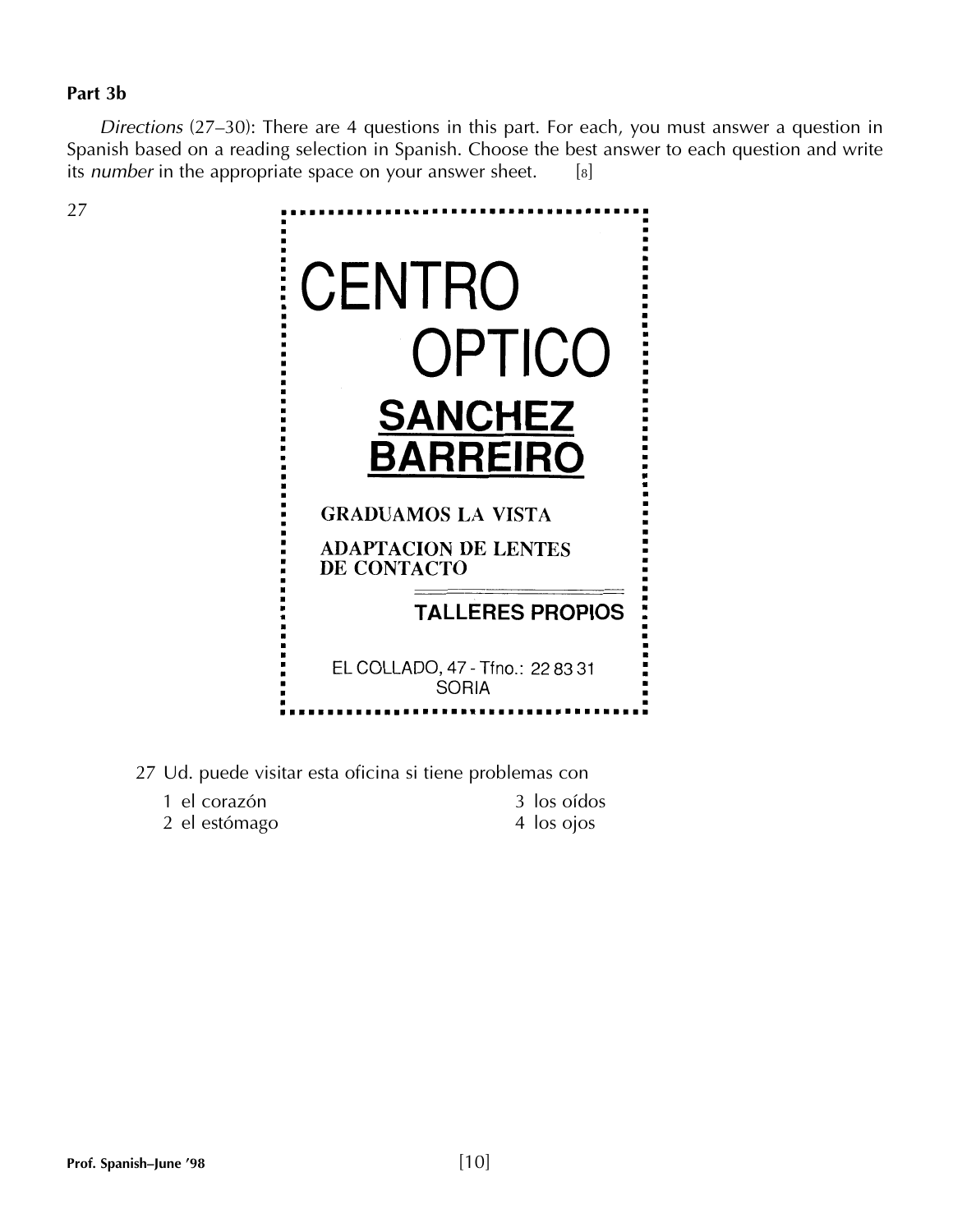**Part 3b**

*Directions* (27–30): There are 4 questions in this part. For each, you must answer a question in Spanish based on a reading selection in Spanish. Choose the best answer to each question and write its *number* in the appropriate space on your answer sheet. [8]

27

# CENTRO OPTICO

## SANCHEZ BARREIRO

GRADUAMOS LA VISTA

ADAPTACION DE LENTES DE CONTACTO

**TALLERES PROPIOS**

EL COLLADO, 47 - Tfno.: 22 83 31
SORIA

27 Ud. puede visitar esta oficina si tiene problemas con

1 el corazón
2 el estómago
3 los oídos
4 los ojos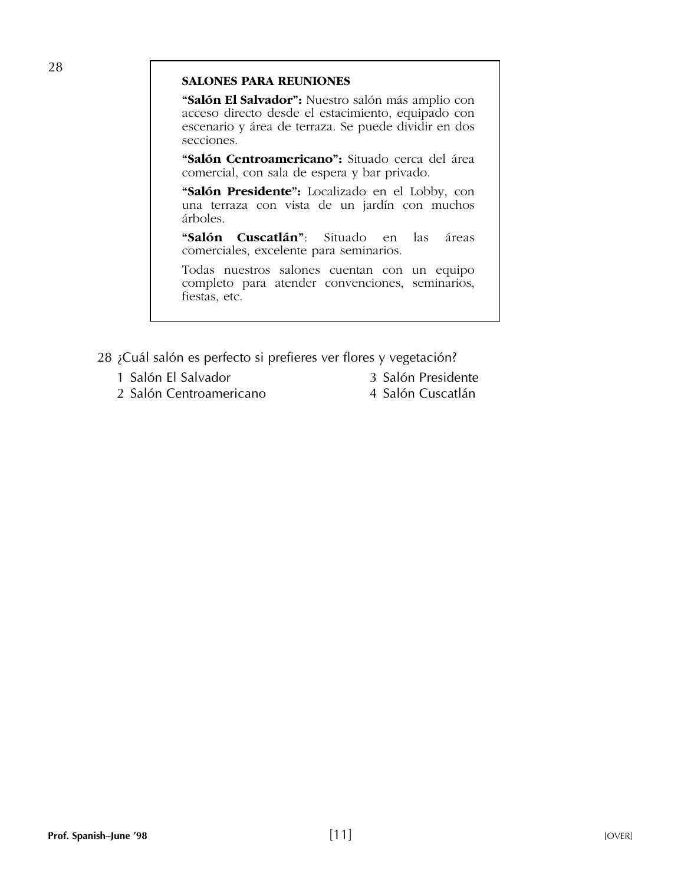28

**SALONES PARA REUNIONES**

**"Salón El Salvador":** Nuestro salón más amplio con acceso directo desde el estacimiento, equipado con escenario y área de terraza. Se puede dividir en dos secciones.

**"Salón Centroamericano":** Situado cerca del área comercial, con sala de espera y bar privado.

**"Salón Presidente":** Localizado en el Lobby, con una terraza con vista de un jardín con muchos árboles.

**"Salón Cuscatlán"**: Situado en las áreas comerciales, excelente para seminarios.

Todas nuestros salones cuentan con un equipo completo para atender convenciones, seminarios, fiestas, etc.

28 ¿Cuál salón es perfecto si prefieres ver flores y vegetación?

1 Salón El Salvador
2 Salón Centroamericano
3 Salón Presidente
4 Salón Cuscatlán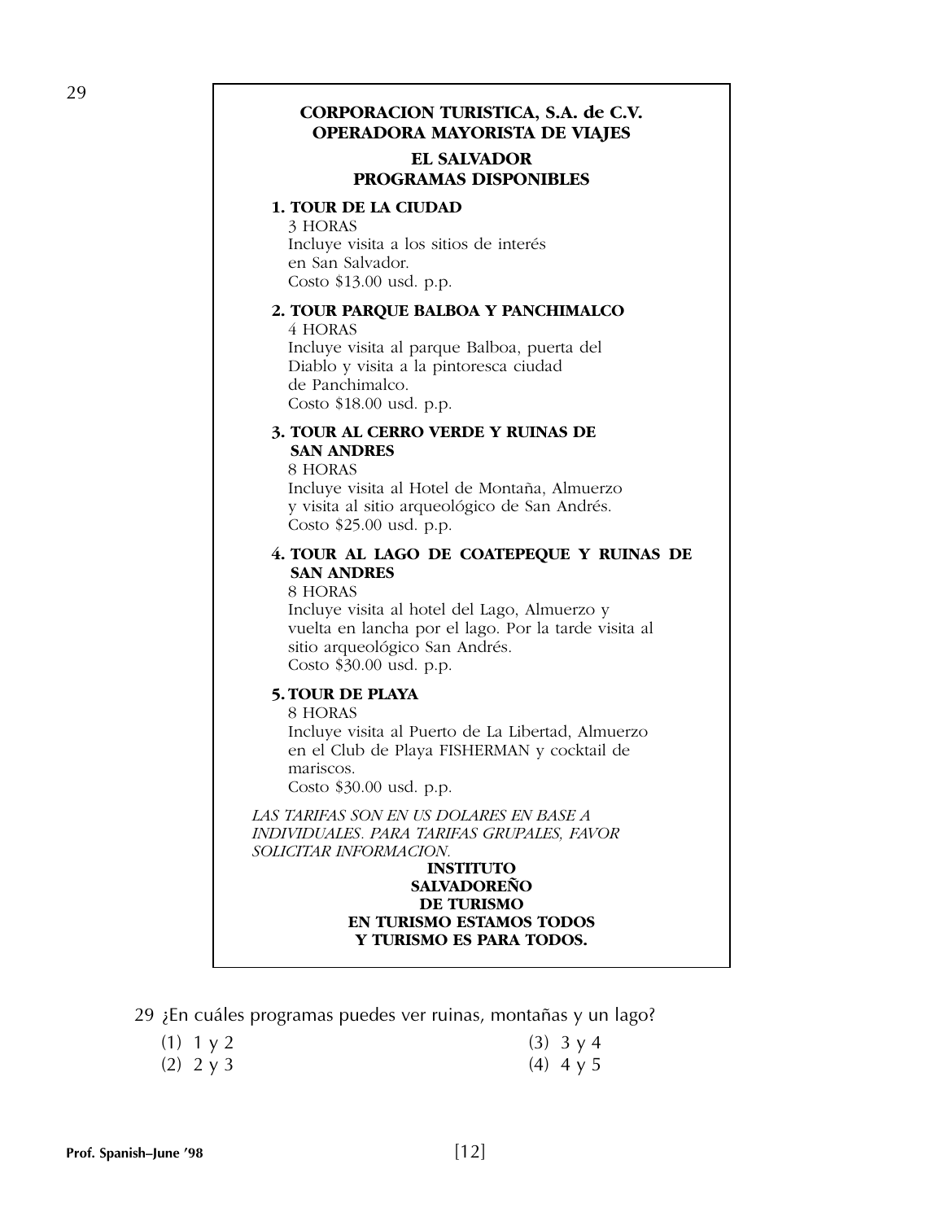29

**CORPORACION TURISTICA, S.A. de C.V.**
**OPERADORA MAYORISTA DE VIAJES**

**EL SALVADOR**
**PROGRAMAS DISPONIBLES**

**1. TOUR DE LA CIUDAD**
3 HORAS
Incluye visita a los sitios de interés en San Salvador.
Costo $13.00 usd. p.p.

**2. TOUR PARQUE BALBOA Y PANCHIMALCO**
4 HORAS
Incluye visita al parque Balboa, puerta del Diablo y visita a la pintoresca ciudad de Panchimalco.
Costo $18.00 usd. p.p.

**3. TOUR AL CERRO VERDE Y RUINAS DE SAN ANDRES**
8 HORAS
Incluye visita al Hotel de Montaña, Almuerzo y visita al sitio arqueológico de San Andrés.
Costo $25.00 usd. p.p.

**4. TOUR AL LAGO DE COATEPEQUE Y RUINAS DE SAN ANDRES**
8 HORAS
Incluye visita al hotel del Lago, Almuerzo y vuelta en lancha por el lago. Por la tarde visita al sitio arqueológico San Andrés.
Costo $30.00 usd. p.p.

**5. TOUR DE PLAYA**
8 HORAS
Incluye visita al Puerto de La Libertad, Almuerzo en el Club de Playa FISHERMAN y cocktail de mariscos.
Costo $30.00 usd. p.p.

*LAS TARIFAS SON EN US DOLARES EN BASE A INDIVIDUALES. PARA TARIFAS GRUPALES, FAVOR SOLICITAR INFORMACION.*

**INSTITUTO**
**SALVADOREÑO**
**DE TURISMO**
**EN TURISMO ESTAMOS TODOS**
**Y TURISMO ES PARA TODOS.**

29 ¿En cuáles programas puedes ver ruinas, montañas y un lago?

(1) 1 y 2
(2) 2 y 3
(3) 3 y 4
(4) 4 y 5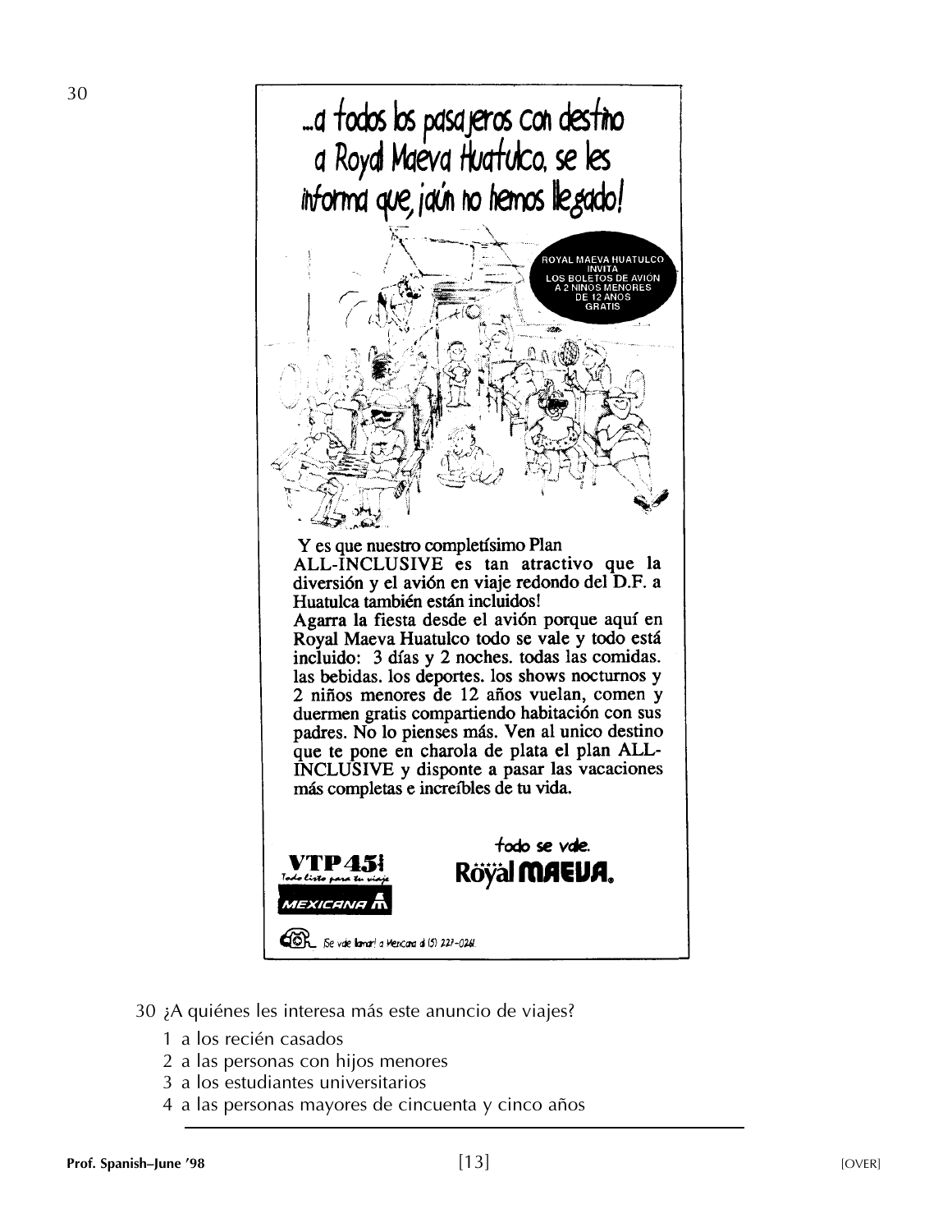30

...a todos los pasajeros con destino a Royal Maeva Huatulco, se les informa que, ¡aún no hemos llegado!

ROYAL MAEVA HUATULCO INVITA LOS BOLETOS DE AVIÓN A 2 NIÑOS MENORES DE 12 AÑOS GRATIS

**Y es que nuestro completísimo Plan ALL-INCLUSIVE es tan atractivo que la diversión y el avión en viaje redondo del D.F. a Huatulca también están incluidos!**
**Agarra la fiesta desde el avión porque aquí en Royal Maeva Huatulco todo se vale y todo está incluido: 3 días y 2 noches. todas las comidas. las bebidas. los deportes. los shows nocturnos y 2 niños menores de 12 años vuelan, comen y duermen gratis compartiendo habitación con sus padres. No lo pienses más. Ven al unico destino que te pone en charola de plata el plan ALL-INCLUSIVE y disponte a pasar las vacaciones más completas e increíbles de tu vida.**

todo se vale.
Röyal MAEVA.

VTP 45
Todo listo para tu viaje
MEXICANA

¡Se vale llamar! a Mexicana al (5) 227-0261.

30 ¿A quiénes les interesa más este anuncio de viajes?

1 a los recién casados
2 a las personas con hijos menores
3 a los estudiantes universitarios
4 a las personas mayores de cincuenta y cinco años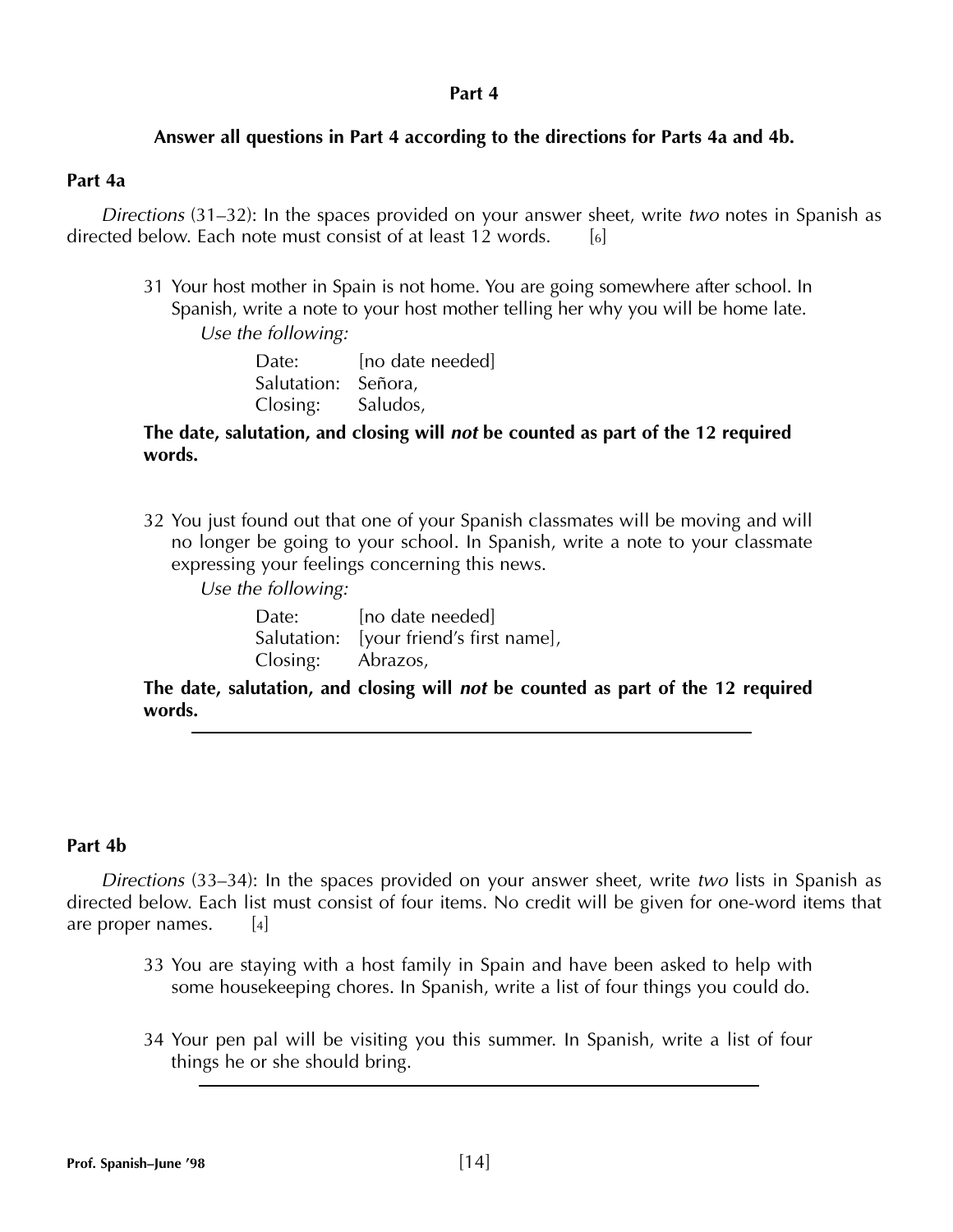## Part 4

**Answer all questions in Part 4 according to the directions for Parts 4a and 4b.**

### Part 4a

*Directions* (31–32): In the spaces provided on your answer sheet, write *two* notes in Spanish as directed below. Each note must consist of at least 12 words. [6]

31 Your host mother in Spain is not home. You are going somewhere after school. In Spanish, write a note to your host mother telling her why you will be home late.

*Use the following:*

Date: [no date needed]
Salutation: Señora,
Closing: Saludos,

**The date, salutation, and closing will *not* be counted as part of the 12 required words.**

32 You just found out that one of your Spanish classmates will be moving and will no longer be going to your school. In Spanish, write a note to your classmate expressing your feelings concerning this news.

*Use the following:*

Date: [no date needed]
Salutation: [your friend's first name],
Closing: Abrazos,

**The date, salutation, and closing will *not* be counted as part of the 12 required words.**

---

### Part 4b

*Directions* (33–34): In the spaces provided on your answer sheet, write *two* lists in Spanish as directed below. Each list must consist of four items. No credit will be given for one-word items that are proper names. [4]

33 You are staying with a host family in Spain and have been asked to help with some housekeeping chores. In Spanish, write a list of four things you could do.

34 Your pen pal will be visiting you this summer. In Spanish, write a list of four things he or she should bring.

---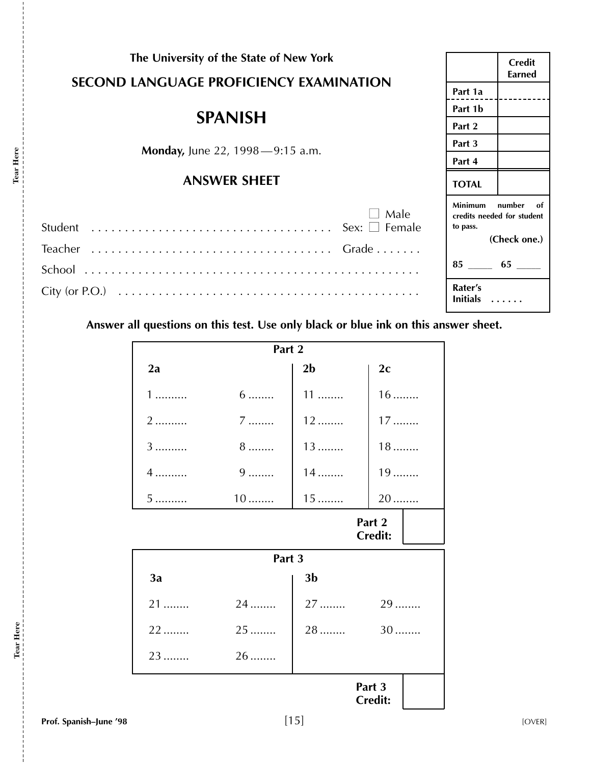**The University of the State of New York**

## SECOND LANGUAGE PROFICIENCY EXAMINATION

# SPANISH

**Monday,** June 22, 1998 — 9:15 a.m.

### ANSWER SHEET

| | Credit Earned |
|---|---|
| Part 1a | |
| Part 1b | |
| Part 2 | |
| Part 3 | |
| Part 4 | |
| **TOTAL** | |

**Minimum number of credits needed for student to pass.**
**(Check one.)**

**85** _____ **65** _____

**Rater's Initials** . . . . . .

Student . . . . . . . . . . . . . . . . . . . . . . . . . . . . . . . . . Sex: ☐ Male ☐ Female

Teacher . . . . . . . . . . . . . . . . . . . . . . . . . . . . . . . . . Grade . . . . . . .

School . . . . . . . . . . . . . . . . . . . . . . . . . . . . . . . . . . . . . . . . . . . .

City (or P.O.) . . . . . . . . . . . . . . . . . . . . . . . . . . . . . . . . . . . . . . .

**Answer all questions on this test. Use only black or blue ink on this answer sheet.**

**Part 2**

| 2a | | 2b | 2c |
|---|---|---|---|
| 1 .......... | 6 ........ | 11 ........ | 16 ........ |
| 2 .......... | 7 ........ | 12 ........ | 17 ........ |
| 3 .......... | 8 ........ | 13 ........ | 18 ........ |
| 4 .......... | 9 ........ | 14 ........ | 19 ........ |
| 5 .......... | 10 ........ | 15 ........ | 20 ........ |

**Part 2 Credit:** ______

**Part 3**

| 3a | | 3b | |
|---|---|---|---|
| 21 ........ | 24 ........ | 27 ........ | 29 ........ |
| 22 ........ | 25 ........ | 28 ........ | 30 ........ |
| 23 ........ | 26 ........ | | |

**Part 3 Credit:** ______

[OVER]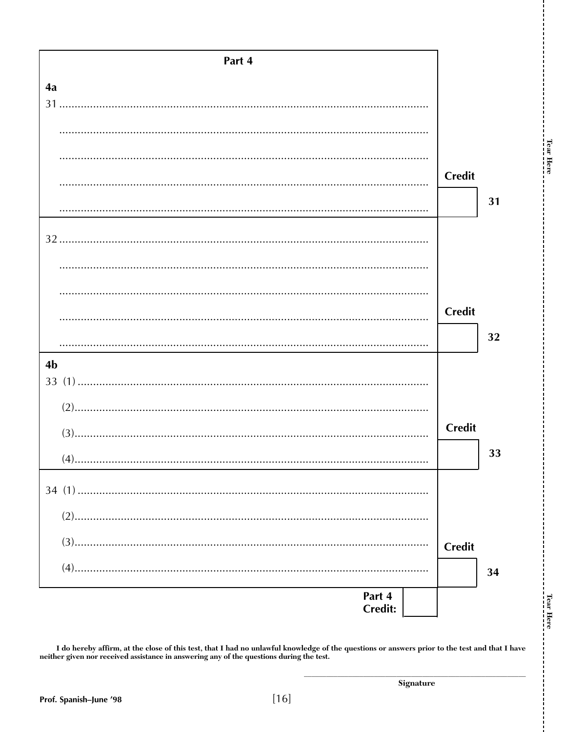## Part 4

**4a**

31 ..........................................................................................................................

..........................................................................................................................

..........................................................................................................................

..........................................................................................................................

..........................................................................................................................

**Credit** ______ **31**

32 ..........................................................................................................................

..........................................................................................................................

..........................................................................................................................

..........................................................................................................................

..........................................................................................................................

**Credit** ______ **32**

**4b**

33 (1)......................................................................................................................

(2)......................................................................................................................

(3)......................................................................................................................

(4)......................................................................................................................

**Credit** ______ **33**

34 (1)......................................................................................................................

(2)......................................................................................................................

(3)......................................................................................................................

(4)......................................................................................................................

**Credit** ______ **34**

**Part 4 Credit:** ______

Tear Here

Tear Here

**I do hereby affirm, at the close of this test, that I had no unlawful knowledge of the questions or answers prior to the test and that I have neither given nor received assistance in answering any of the questions during the test.**

______________________________

**Signature**